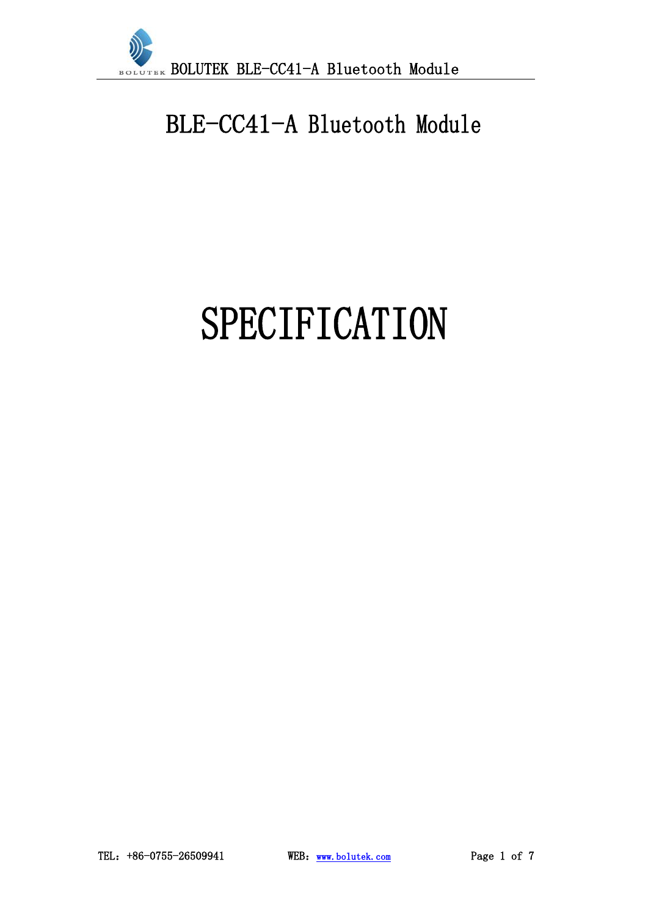# BLE-CC41-A Bluetooth Module

# SPECIFICATION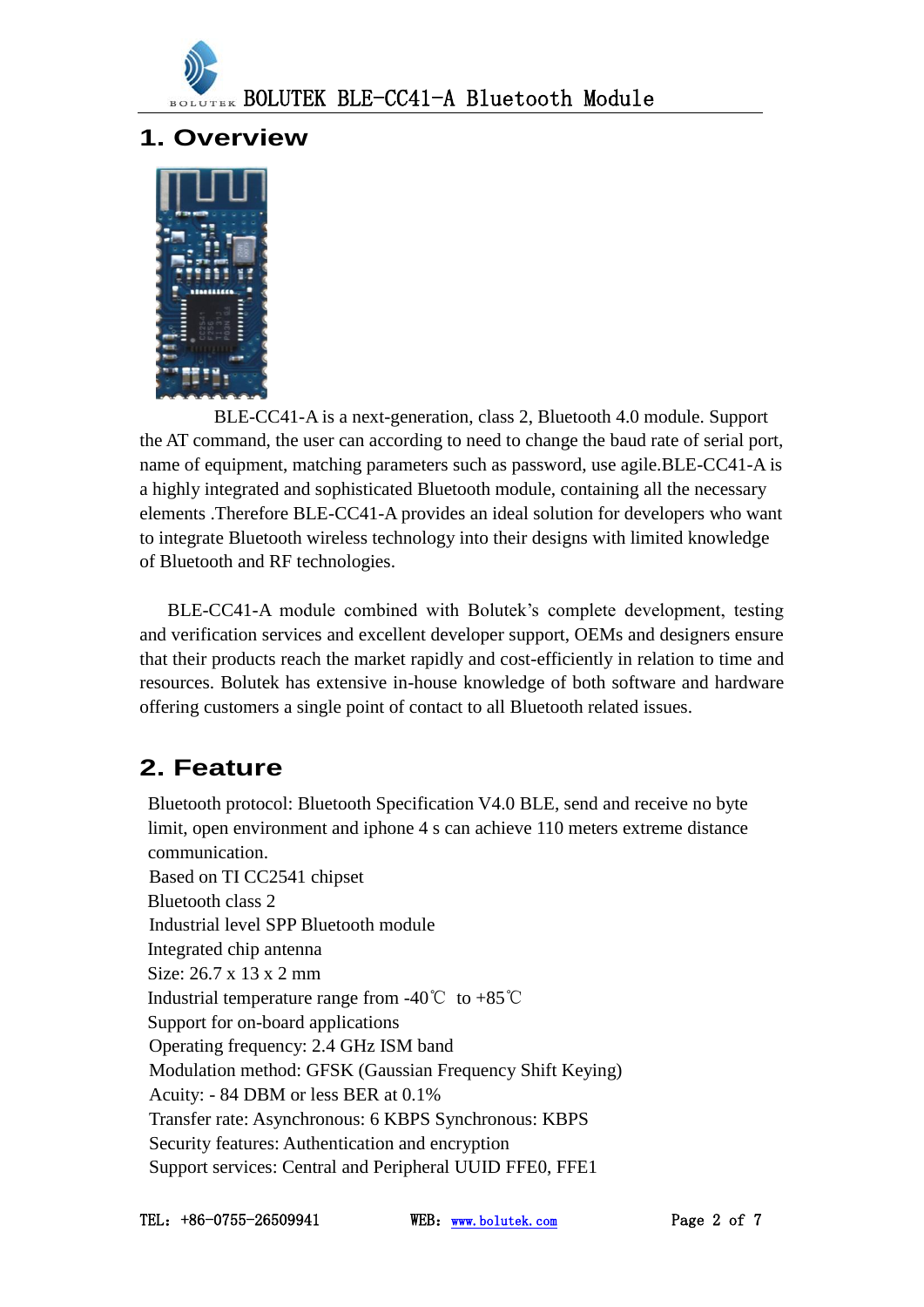# 1. Overview

BLE-CC41-A is a next-generation, class 2, Bluetooth 4.0 module. Support the AT command, the user can according to need to change the baud rate of serial port, name of equipment, matching parameters such as password, use agile.BLE-CC41-A is a highly integrated and sophisticated Bluetooth module, containing all the necessary elements .Therefore BLE-CC41-A provides an ideal solution for developers who want to integrate Bluetooth wireless technology into their designs with limited knowledge of Bluetooth and RF technologies.

BLE-CC41-A module combined with Bolutek's complete development, testing and verification services and excellent developer support, OEMs and designers ensure that their products reach the market rapidly and cost-efficiently in relation to time and resources. Bolutek has extensive in-house knowledge of both software and hardware offering customers a single point of contact to all Bluetooth related issues.

# 2. Feature

Bluetooth protocol: Bluetooth Specification V4.0 BLE, send and receive no byte limit, open environment and iphone 4 s can achieve 110 meters extreme distance communication.
Based on TI CC2541 chipset
Bluetooth class 2
Industrial level SPP Bluetooth module
Integrated chip antenna
Size: 26.7 x 13 x 2 mm
Industrial temperature range from -40℃ to +85℃
Support for on-board applications
Operating frequency: 2.4 GHz ISM band
Modulation method: GFSK (Gaussian Frequency Shift Keying)
Acuity: - 84 DBM or less BER at 0.1%
Transfer rate: Asynchronous: 6 KBPS Synchronous: KBPS
Security features: Authentication and encryption
Support services: Central and Peripheral UUID FFE0, FFE1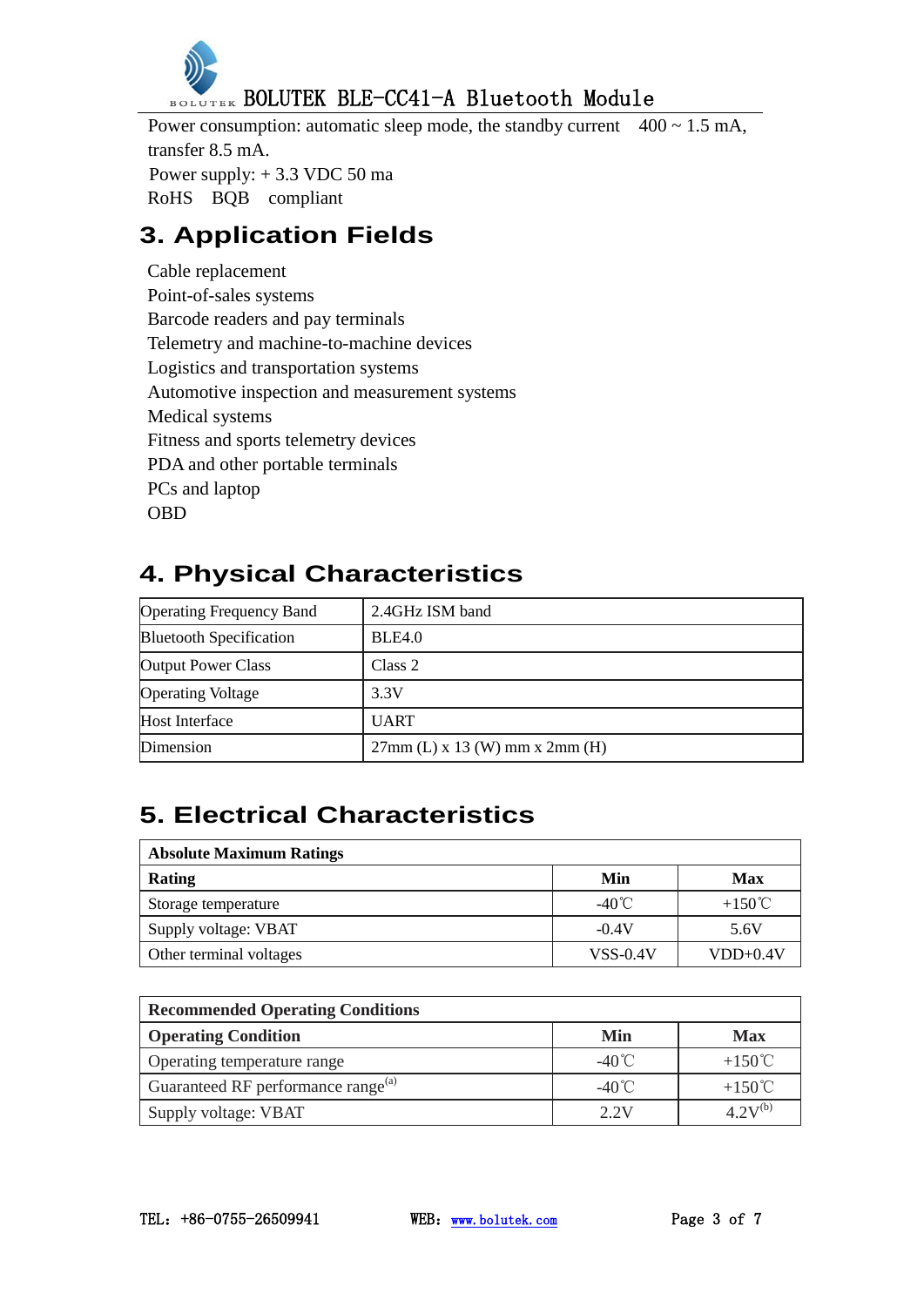Power consumption: automatic sleep mode, the standby current 400 ~ 1.5 mA, transfer 8.5 mA.

Power supply: + 3.3 VDC 50 ma

RoHS BQB compliant

## 3. Application Fields

Cable replacement
Point-of-sales systems
Barcode readers and pay terminals
Telemetry and machine-to-machine devices
Logistics and transportation systems
Automotive inspection and measurement systems
Medical systems
Fitness and sports telemetry devices
PDA and other portable terminals
PCs and laptop
OBD

## 4. Physical Characteristics

| Operating Frequency Band | 2.4GHz ISM band |
|---|---|
| Bluetooth Specification | BLE4.0 |
| Output Power Class | Class 2 |
| Operating Voltage | 3.3V |
| Host Interface | UART |
| Dimension | 27mm (L) x 13 (W) mm x 2mm (H) |

## 5. Electrical Characteristics

| **Absolute Maximum Ratings** | | |
|---|---|---|
| **Rating** | **Min** | **Max** |
| Storage temperature | -40℃ | +150℃ |
| Supply voltage: VBAT | -0.4V | 5.6V |
| Other terminal voltages | VSS-0.4V | VDD+0.4V |

| **Recommended Operating Conditions** | | |
|---|---|---|
| **Operating Condition** | **Min** | **Max** |
| Operating temperature range | -40℃ | +150℃ |
| Guaranteed RF performance range[(a)] | -40℃ | +150℃ |
| Supply voltage: VBAT | 2.2V | 4.2V[(b)] |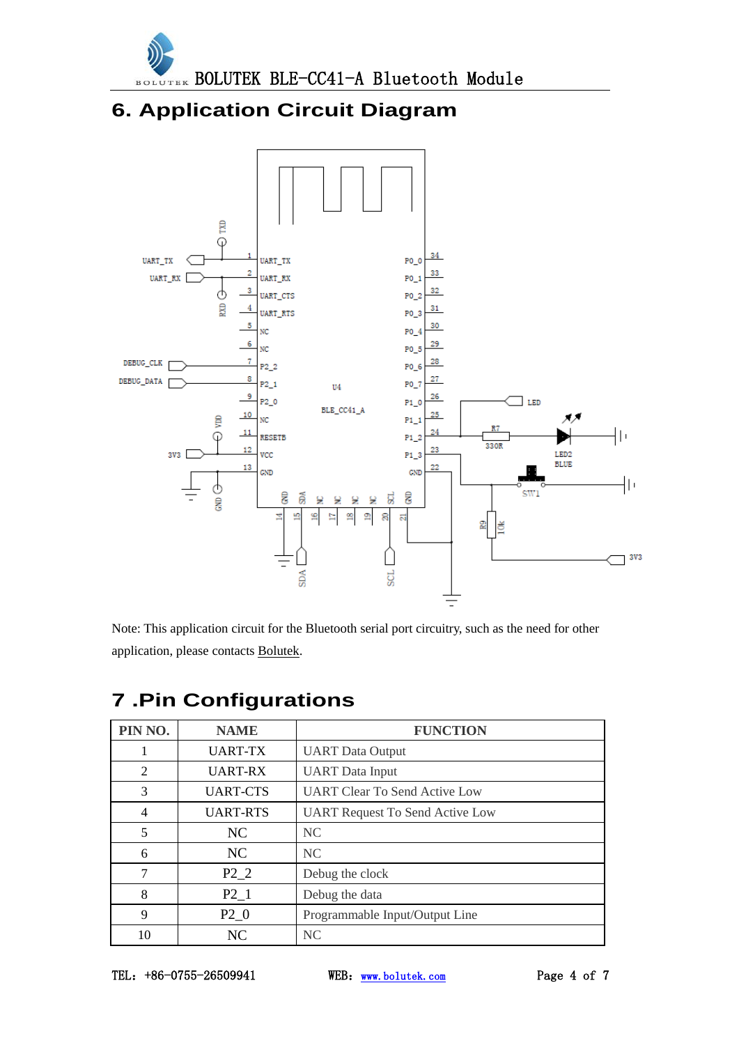## 6. Application Circuit Diagram

Note: This application circuit for the Bluetooth serial port circuitry, such as the need for other application, please contacts Bolutek.

## 7 .Pin Configurations

| PIN NO. | NAME | FUNCTION |
|---|---|---|
| 1 | UART-TX | UART Data Output |
| 2 | UART-RX | UART Data Input |
| 3 | UART-CTS | UART Clear To Send Active Low |
| 4 | UART-RTS | UART Request To Send Active Low |
| 5 | NC | NC |
| 6 | NC | NC |
| 7 | P2_2 | Debug the clock |
| 8 | P2_1 | Debug the data |
| 9 | P2_0 | Programmable Input/Output Line |
| 10 | NC | NC |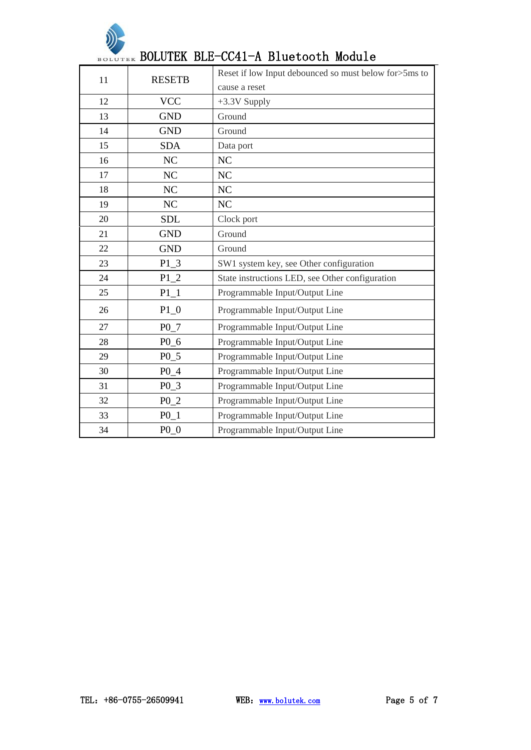| 11 | RESETB | Reset if low Input debounced so must below for>5ms to cause a reset |
|---|---|---|
| 12 | VCC | +3.3V Supply |
| 13 | GND | Ground |
| 14 | GND | Ground |
| 15 | SDA | Data port |
| 16 | NC | NC |
| 17 | NC | NC |
| 18 | NC | NC |
| 19 | NC | NC |
| 20 | SDL | Clock port |
| 21 | GND | Ground |
| 22 | GND | Ground |
| 23 | P1_3 | SW1 system key, see Other configuration |
| 24 | P1_2 | State instructions LED, see Other configuration |
| 25 | P1_1 | Programmable Input/Output Line |
| 26 | P1_0 | Programmable Input/Output Line |
| 27 | P0_7 | Programmable Input/Output Line |
| 28 | P0_6 | Programmable Input/Output Line |
| 29 | P0_5 | Programmable Input/Output Line |
| 30 | P0_4 | Programmable Input/Output Line |
| 31 | P0_3 | Programmable Input/Output Line |
| 32 | P0_2 | Programmable Input/Output Line |
| 33 | P0_1 | Programmable Input/Output Line |
| 34 | P0_0 | Programmable Input/Output Line |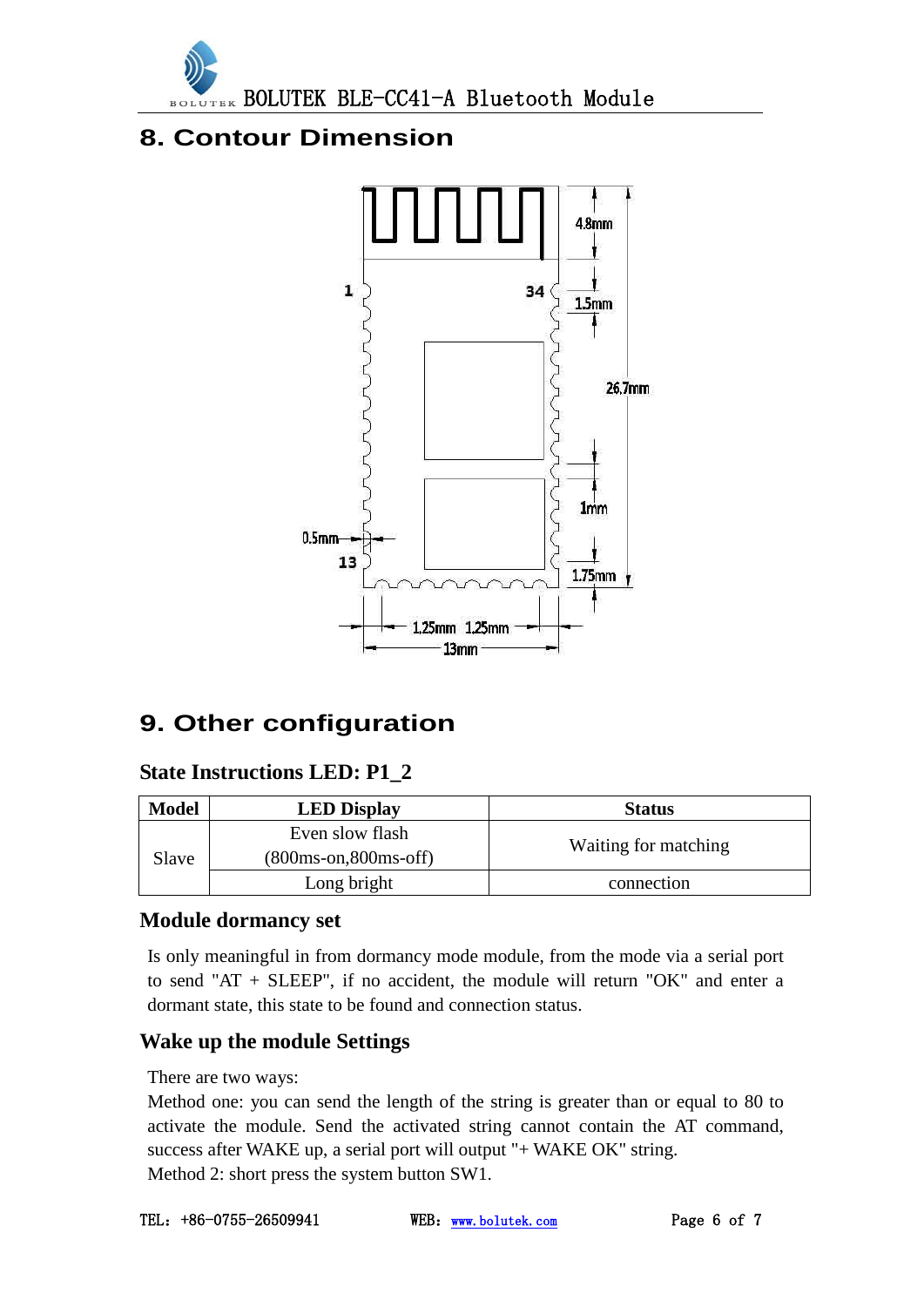## 8. Contour Dimension

## 9. Other configuration

### State Instructions LED: P1_2

| Model | LED Display | Status |
|---|---|---|
| Slave | Even slow flash (800ms-on,800ms-off) | Waiting for matching |
| | Long bright | connection |

### Module dormancy set

Is only meaningful in from dormancy mode module, from the mode via a serial port to send "AT + SLEEP", if no accident, the module will return "OK" and enter a dormant state, this state to be found and connection status.

### Wake up the module Settings

There are two ways:

Method one: you can send the length of the string is greater than or equal to 80 to activate the module. Send the activated string cannot contain the AT command, success after WAKE up, a serial port will output "+ WAKE OK" string.

Method 2: short press the system button SW1.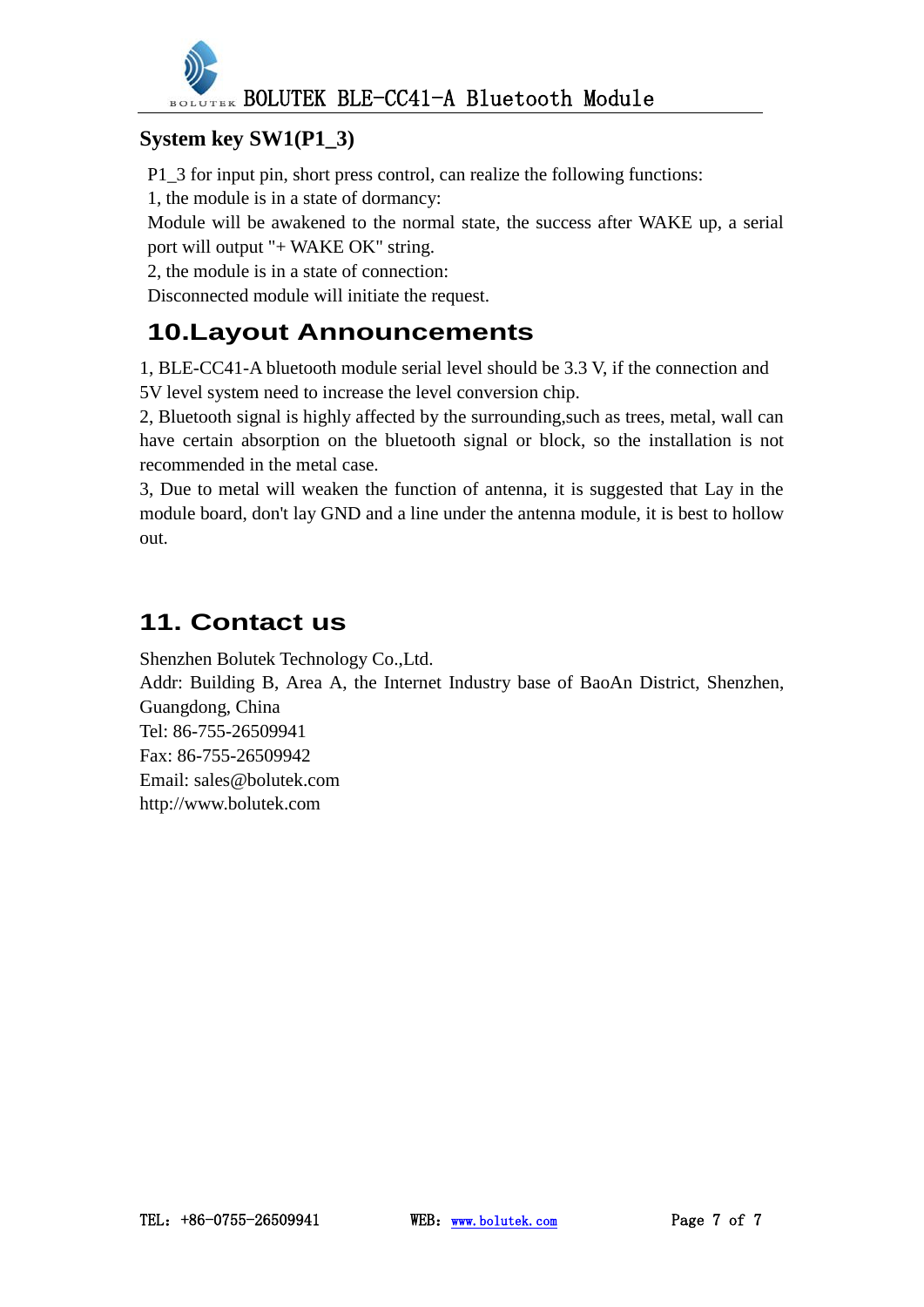### System key SW1(P1_3)

P1_3 for input pin, short press control, can realize the following functions:

1, the module is in a state of dormancy:

Module will be awakened to the normal state, the success after WAKE up, a serial port will output "+ WAKE OK" string.

2, the module is in a state of connection:

Disconnected module will initiate the request.

## 10.Layout Announcements

1, BLE-CC41-A bluetooth module serial level should be 3.3 V, if the connection and 5V level system need to increase the level conversion chip.

2, Bluetooth signal is highly affected by the surrounding,such as trees, metal, wall can have certain absorption on the bluetooth signal or block, so the installation is not recommended in the metal case.

3, Due to metal will weaken the function of antenna, it is suggested that Lay in the module board, don't lay GND and a line under the antenna module, it is best to hollow out.

## 11. Contact us

Shenzhen Bolutek Technology Co.,Ltd.

Addr: Building B, Area A, the Internet Industry base of BaoAn District, Shenzhen, Guangdong, China

Tel: 86-755-26509941

Fax: 86-755-26509942

Email: sales@bolutek.com

http://www.bolutek.com